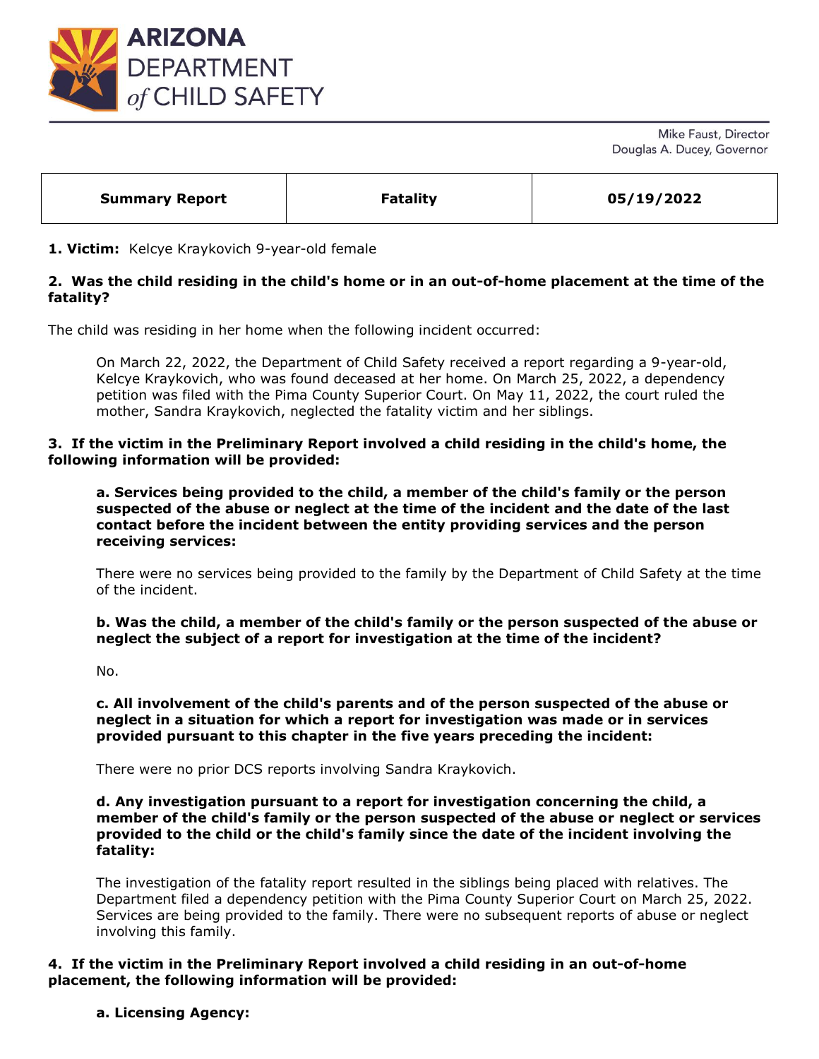# ARIZONA DEPARTMENT of CHILD SAFETY

Mike Faust, Director
Douglas A. Ducey, Governor

| Summary Report | Fatality | 05/19/2022 |
|---|---|---|

**1. Victim:** Kelcye Kraykovich 9-year-old female

**2. Was the child residing in the child's home or in an out-of-home placement at the time of the fatality?**

The child was residing in her home when the following incident occurred:

> On March 22, 2022, the Department of Child Safety received a report regarding a 9-year-old, Kelcye Kraykovich, who was found deceased at her home. On March 25, 2022, a dependency petition was filed with the Pima County Superior Court. On May 11, 2022, the court ruled the mother, Sandra Kraykovich, neglected the fatality victim and her siblings.

**3. If the victim in the Preliminary Report involved a child residing in the child's home, the following information will be provided:**

**a. Services being provided to the child, a member of the child's family or the person suspected of the abuse or neglect at the time of the incident and the date of the last contact before the incident between the entity providing services and the person receiving services:**

There were no services being provided to the family by the Department of Child Safety at the time of the incident.

**b. Was the child, a member of the child's family or the person suspected of the abuse or neglect the subject of a report for investigation at the time of the incident?**

No.

**c. All involvement of the child's parents and of the person suspected of the abuse or neglect in a situation for which a report for investigation was made or in services provided pursuant to this chapter in the five years preceding the incident:**

There were no prior DCS reports involving Sandra Kraykovich.

**d. Any investigation pursuant to a report for investigation concerning the child, a member of the child's family or the person suspected of the abuse or neglect or services provided to the child or the child's family since the date of the incident involving the fatality:**

The investigation of the fatality report resulted in the siblings being placed with relatives. The Department filed a dependency petition with the Pima County Superior Court on March 25, 2022. Services are being provided to the family. There were no subsequent reports of abuse or neglect involving this family.

**4. If the victim in the Preliminary Report involved a child residing in an out-of-home placement, the following information will be provided:**

**a. Licensing Agency:**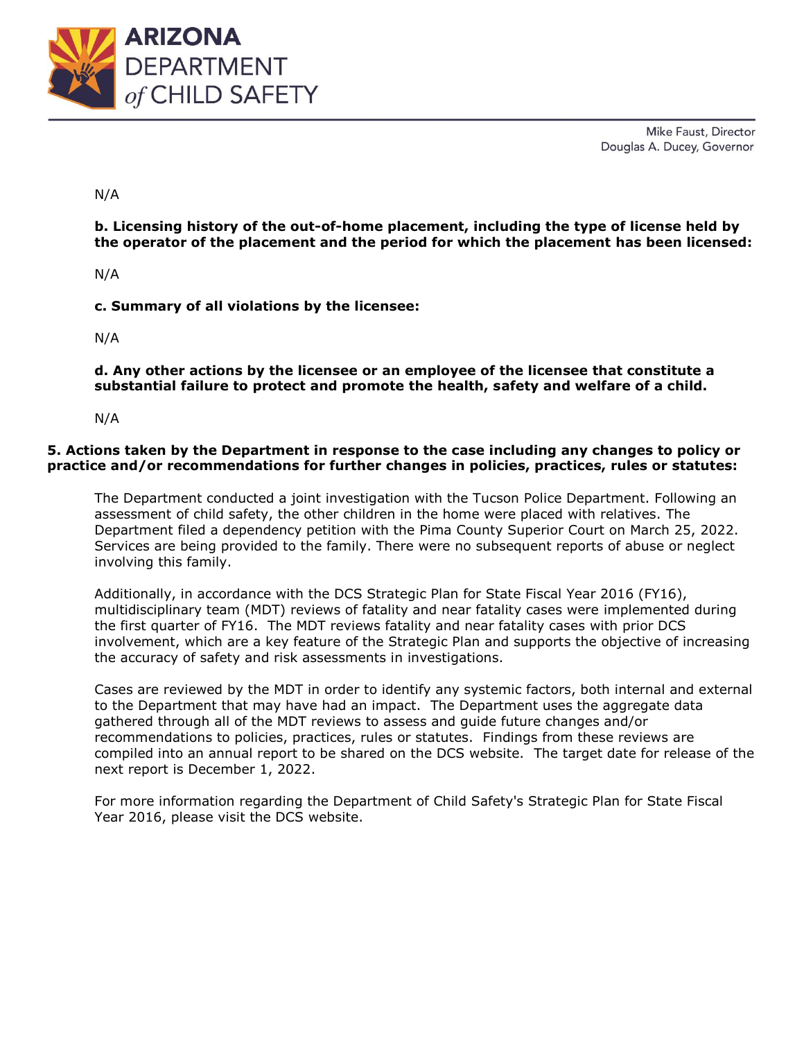N/A

**b. Licensing history of the out-of-home placement, including the type of license held by the operator of the placement and the period for which the placement has been licensed:**

N/A

**c. Summary of all violations by the licensee:**

N/A

**d. Any other actions by the licensee or an employee of the licensee that constitute a substantial failure to protect and promote the health, safety and welfare of a child.**

N/A

**5. Actions taken by the Department in response to the case including any changes to policy or practice and/or recommendations for further changes in policies, practices, rules or statutes:**

The Department conducted a joint investigation with the Tucson Police Department. Following an assessment of child safety, the other children in the home were placed with relatives. The Department filed a dependency petition with the Pima County Superior Court on March 25, 2022. Services are being provided to the family. There were no subsequent reports of abuse or neglect involving this family.

Additionally, in accordance with the DCS Strategic Plan for State Fiscal Year 2016 (FY16), multidisciplinary team (MDT) reviews of fatality and near fatality cases were implemented during the first quarter of FY16. The MDT reviews fatality and near fatality cases with prior DCS involvement, which are a key feature of the Strategic Plan and supports the objective of increasing the accuracy of safety and risk assessments in investigations.

Cases are reviewed by the MDT in order to identify any systemic factors, both internal and external to the Department that may have had an impact. The Department uses the aggregate data gathered through all of the MDT reviews to assess and guide future changes and/or recommendations to policies, practices, rules or statutes. Findings from these reviews are compiled into an annual report to be shared on the DCS website. The target date for release of the next report is December 1, 2022.

For more information regarding the Department of Child Safety's Strategic Plan for State Fiscal Year 2016, please visit the DCS website.